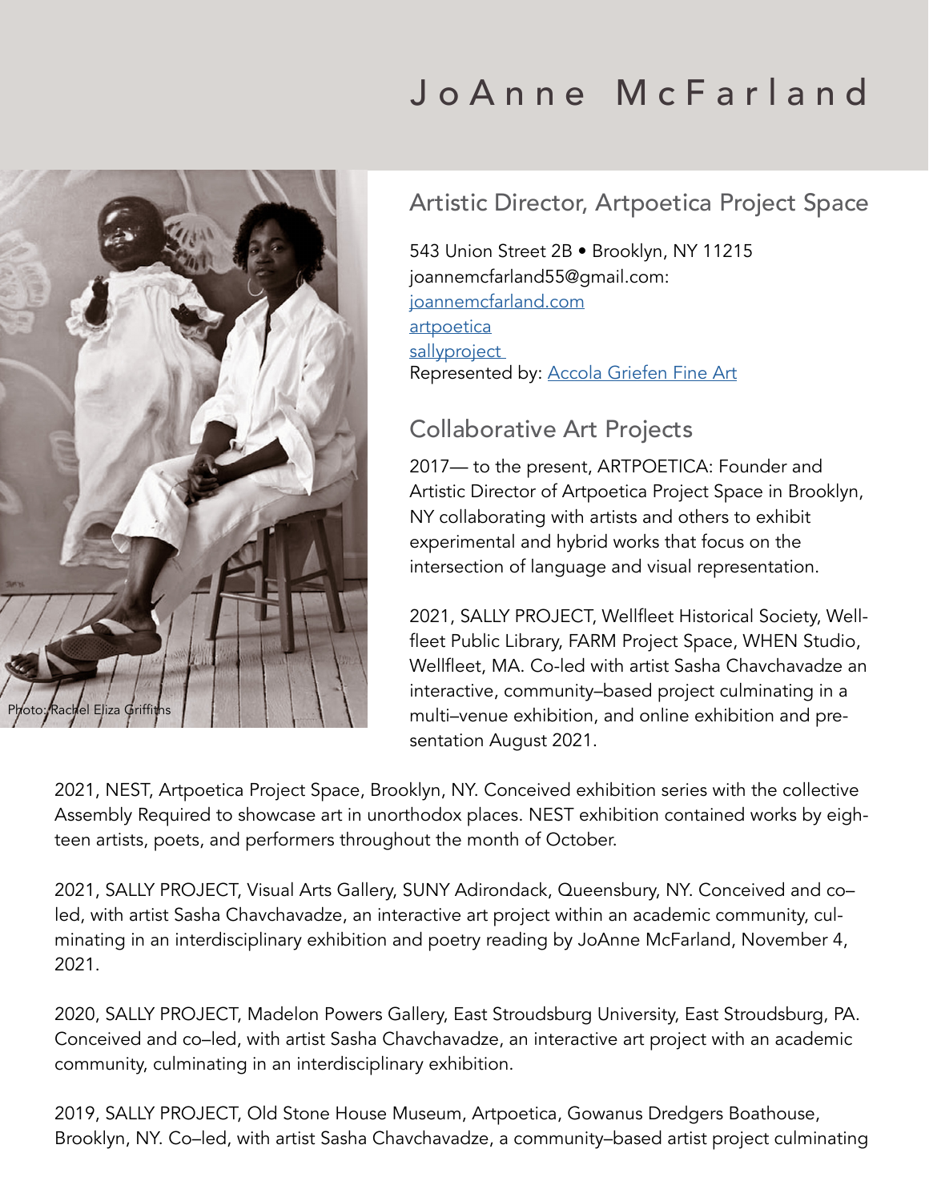# JoAnne McFarland

Photo: Rachel Eliza Griffiths

## Artistic Director, Artpoetica Project Space

543 Union Street 2B • Brooklyn, NY 11215
joannemcfarland55@gmail.com:
joannemcfarland.com
artpoetica
sallyproject
Represented by: Accola Griefen Fine Art

## Collaborative Art Projects

2017— to the present, ARTPOETICA: Founder and Artistic Director of Artpoetica Project Space in Brooklyn, NY collaborating with artists and others to exhibit experimental and hybrid works that focus on the intersection of language and visual representation.

2021, SALLY PROJECT, Wellfleet Historical Society, Wellfleet Public Library, FARM Project Space, WHEN Studio, Wellfleet, MA. Co-led with artist Sasha Chavchavadze an interactive, community–based project culminating in a multi–venue exhibition, and online exhibition and presentation August 2021.

2021, NEST, Artpoetica Project Space, Brooklyn, NY. Conceived exhibition series with the collective Assembly Required to showcase art in unorthodox places. NEST exhibition contained works by eighteen artists, poets, and performers throughout the month of October.

2021, SALLY PROJECT, Visual Arts Gallery, SUNY Adirondack, Queensbury, NY. Conceived and co–led, with artist Sasha Chavchavadze, an interactive art project within an academic community, culminating in an interdisciplinary exhibition and poetry reading by JoAnne McFarland, November 4, 2021.

2020, SALLY PROJECT, Madelon Powers Gallery, East Stroudsburg University, East Stroudsburg, PA. Conceived and co–led, with artist Sasha Chavchavadze, an interactive art project with an academic community, culminating in an interdisciplinary exhibition.

2019, SALLY PROJECT, Old Stone House Museum, Artpoetica, Gowanus Dredgers Boathouse, Brooklyn, NY. Co–led, with artist Sasha Chavchavadze, a community–based artist project culminating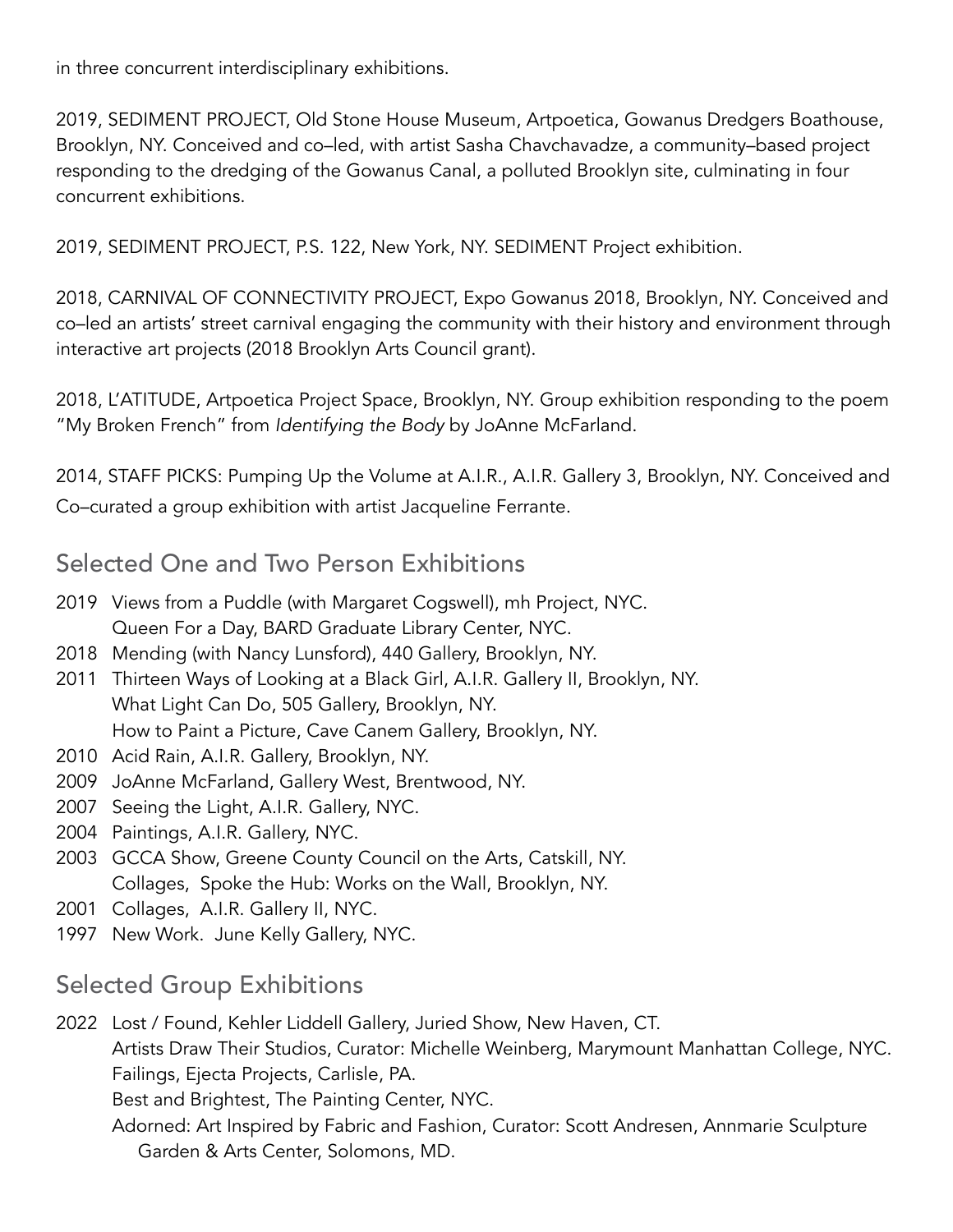in three concurrent interdisciplinary exhibitions.

2019, SEDIMENT PROJECT, Old Stone House Museum, Artpoetica, Gowanus Dredgers Boathouse, Brooklyn, NY. Conceived and co–led, with artist Sasha Chavchavadze, a community–based project responding to the dredging of the Gowanus Canal, a polluted Brooklyn site, culminating in four concurrent exhibitions.

2019, SEDIMENT PROJECT, P.S. 122, New York, NY. SEDIMENT Project exhibition.

2018, CARNIVAL OF CONNECTIVITY PROJECT, Expo Gowanus 2018, Brooklyn, NY. Conceived and co–led an artists' street carnival engaging the community with their history and environment through interactive art projects (2018 Brooklyn Arts Council grant).

2018, L'ATITUDE, Artpoetica Project Space, Brooklyn, NY. Group exhibition responding to the poem "My Broken French" from *Identifying the Body* by JoAnne McFarland.

2014, STAFF PICKS: Pumping Up the Volume at A.I.R., A.I.R. Gallery 3, Brooklyn, NY. Conceived and Co–curated a group exhibition with artist Jacqueline Ferrante.

## Selected One and Two Person Exhibitions

2019 Views from a Puddle (with Margaret Cogswell), mh Project, NYC.
Queen For a Day, BARD Graduate Library Center, NYC.

2018 Mending (with Nancy Lunsford), 440 Gallery, Brooklyn, NY.

2011 Thirteen Ways of Looking at a Black Girl, A.I.R. Gallery II, Brooklyn, NY.
What Light Can Do, 505 Gallery, Brooklyn, NY.
How to Paint a Picture, Cave Canem Gallery, Brooklyn, NY.

2010 Acid Rain, A.I.R. Gallery, Brooklyn, NY.

2009 JoAnne McFarland, Gallery West, Brentwood, NY.

2007 Seeing the Light, A.I.R. Gallery, NYC.

2004 Paintings, A.I.R. Gallery, NYC.

2003 GCCA Show, Greene County Council on the Arts, Catskill, NY.
Collages, Spoke the Hub: Works on the Wall, Brooklyn, NY.

2001 Collages, A.I.R. Gallery II, NYC.

1997 New Work. June Kelly Gallery, NYC.

## Selected Group Exhibitions

2022 Lost / Found, Kehler Liddell Gallery, Juried Show, New Haven, CT.
Artists Draw Their Studios, Curator: Michelle Weinberg, Marymount Manhattan College, NYC.
Failings, Ejecta Projects, Carlisle, PA.
Best and Brightest, The Painting Center, NYC.
Adorned: Art Inspired by Fabric and Fashion, Curator: Scott Andresen, Annmarie Sculpture Garden & Arts Center, Solomons, MD.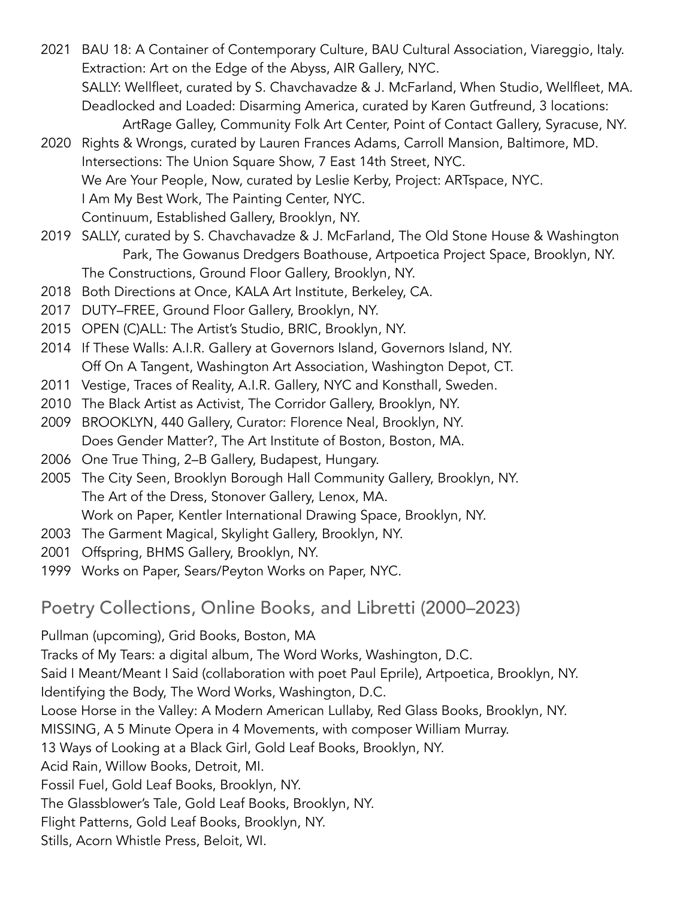2021 BAU 18: A Container of Contemporary Culture, BAU Cultural Association, Viareggio, Italy.
Extraction: Art on the Edge of the Abyss, AIR Gallery, NYC.
SALLY: Wellfleet, curated by S. Chavchavadze & J. McFarland, When Studio, Wellfleet, MA.
Deadlocked and Loaded: Disarming America, curated by Karen Gutfreund, 3 locations: ArtRage Galley, Community Folk Art Center, Point of Contact Gallery, Syracuse, NY.

2020 Rights & Wrongs, curated by Lauren Frances Adams, Carroll Mansion, Baltimore, MD.
Intersections: The Union Square Show, 7 East 14th Street, NYC.
We Are Your People, Now, curated by Leslie Kerby, Project: ARTspace, NYC.
I Am My Best Work, The Painting Center, NYC.
Continuum, Established Gallery, Brooklyn, NY.

2019 SALLY, curated by S. Chavchavadze & J. McFarland, The Old Stone House & Washington Park, The Gowanus Dredgers Boathouse, Artpoetica Project Space, Brooklyn, NY.
The Constructions, Ground Floor Gallery, Brooklyn, NY.

2018 Both Directions at Once, KALA Art Institute, Berkeley, CA.

2017 DUTY–FREE, Ground Floor Gallery, Brooklyn, NY.

2015 OPEN (C)ALL: The Artist's Studio, BRIC, Brooklyn, NY.

2014 If These Walls: A.I.R. Gallery at Governors Island, Governors Island, NY.
Off On A Tangent, Washington Art Association, Washington Depot, CT.

2011 Vestige, Traces of Reality, A.I.R. Gallery, NYC and Konsthall, Sweden.

2010 The Black Artist as Activist, The Corridor Gallery, Brooklyn, NY.

2009 BROOKLYN, 440 Gallery, Curator: Florence Neal, Brooklyn, NY.
Does Gender Matter?, The Art Institute of Boston, Boston, MA.

2006 One True Thing, 2–B Gallery, Budapest, Hungary.

2005 The City Seen, Brooklyn Borough Hall Community Gallery, Brooklyn, NY.
The Art of the Dress, Stonover Gallery, Lenox, MA.
Work on Paper, Kentler International Drawing Space, Brooklyn, NY.

2003 The Garment Magical, Skylight Gallery, Brooklyn, NY.

2001 Offspring, BHMS Gallery, Brooklyn, NY.

1999 Works on Paper, Sears/Peyton Works on Paper, NYC.

## Poetry Collections, Online Books, and Libretti (2000–2023)

Pullman (upcoming), Grid Books, Boston, MA
Tracks of My Tears: a digital album, The Word Works, Washington, D.C.
Said I Meant/Meant I Said (collaboration with poet Paul Eprile), Artpoetica, Brooklyn, NY.
Identifying the Body, The Word Works, Washington, D.C.
Loose Horse in the Valley: A Modern American Lullaby, Red Glass Books, Brooklyn, NY.
MISSING, A 5 Minute Opera in 4 Movements, with composer William Murray.
13 Ways of Looking at a Black Girl, Gold Leaf Books, Brooklyn, NY.
Acid Rain, Willow Books, Detroit, MI.
Fossil Fuel, Gold Leaf Books, Brooklyn, NY.
The Glassblower's Tale, Gold Leaf Books, Brooklyn, NY.
Flight Patterns, Gold Leaf Books, Brooklyn, NY.
Stills, Acorn Whistle Press, Beloit, WI.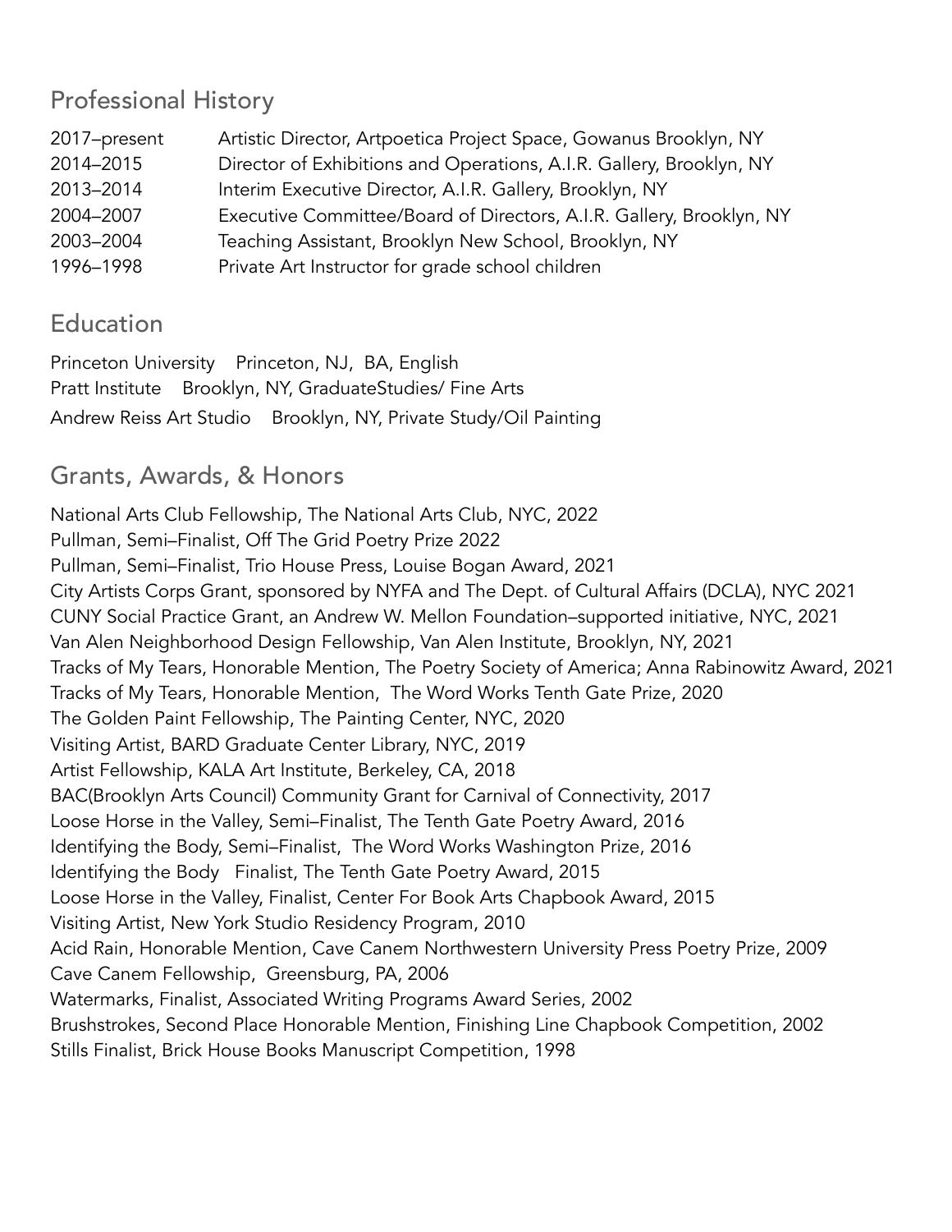## Professional History

| | |
|---|---|
| 2017–present | Artistic Director, Artpoetica Project Space, Gowanus Brooklyn, NY |
| 2014–2015 | Director of Exhibitions and Operations, A.I.R. Gallery, Brooklyn, NY |
| 2013–2014 | Interim Executive Director, A.I.R. Gallery, Brooklyn, NY |
| 2004–2007 | Executive Committee/Board of Directors, A.I.R. Gallery, Brooklyn, NY |
| 2003–2004 | Teaching Assistant, Brooklyn New School, Brooklyn, NY |
| 1996–1998 | Private Art Instructor for grade school children |

## Education

Princeton University Princeton, NJ, BA, English
Pratt Institute Brooklyn, NY, GraduateStudies/ Fine Arts
Andrew Reiss Art Studio Brooklyn, NY, Private Study/Oil Painting

## Grants, Awards, & Honors

National Arts Club Fellowship, The National Arts Club, NYC, 2022
Pullman, Semi–Finalist, Off The Grid Poetry Prize 2022
Pullman, Semi–Finalist, Trio House Press, Louise Bogan Award, 2021
City Artists Corps Grant, sponsored by NYFA and The Dept. of Cultural Affairs (DCLA), NYC 2021
CUNY Social Practice Grant, an Andrew W. Mellon Foundation–supported initiative, NYC, 2021
Van Alen Neighborhood Design Fellowship, Van Alen Institute, Brooklyn, NY, 2021
Tracks of My Tears, Honorable Mention, The Poetry Society of America; Anna Rabinowitz Award, 2021
Tracks of My Tears, Honorable Mention, The Word Works Tenth Gate Prize, 2020
The Golden Paint Fellowship, The Painting Center, NYC, 2020
Visiting Artist, BARD Graduate Center Library, NYC, 2019
Artist Fellowship, KALA Art Institute, Berkeley, CA, 2018
BAC(Brooklyn Arts Council) Community Grant for Carnival of Connectivity, 2017
Loose Horse in the Valley, Semi–Finalist, The Tenth Gate Poetry Award, 2016
Identifying the Body, Semi–Finalist, The Word Works Washington Prize, 2016
Identifying the Body Finalist, The Tenth Gate Poetry Award, 2015
Loose Horse in the Valley, Finalist, Center For Book Arts Chapbook Award, 2015
Visiting Artist, New York Studio Residency Program, 2010
Acid Rain, Honorable Mention, Cave Canem Northwestern University Press Poetry Prize, 2009
Cave Canem Fellowship, Greensburg, PA, 2006
Watermarks, Finalist, Associated Writing Programs Award Series, 2002
Brushstrokes, Second Place Honorable Mention, Finishing Line Chapbook Competition, 2002
Stills Finalist, Brick House Books Manuscript Competition, 1998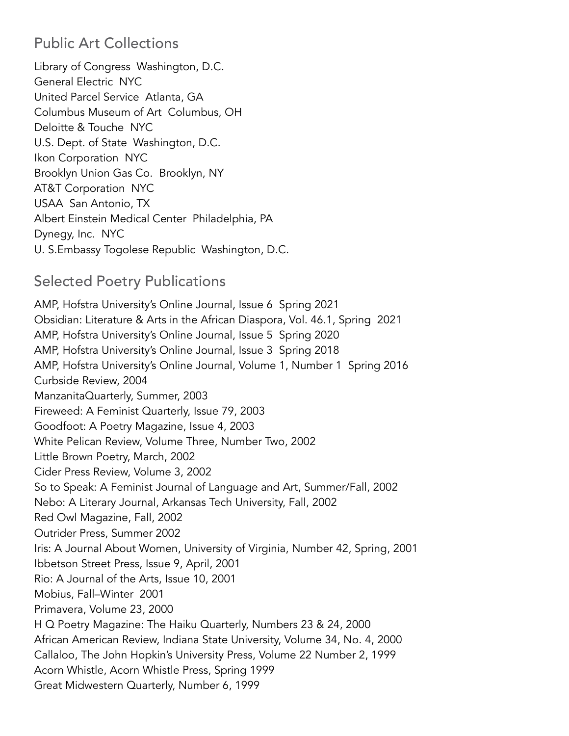## Public Art Collections

Library of Congress  Washington, D.C.
General Electric  NYC
United Parcel Service  Atlanta, GA
Columbus Museum of Art  Columbus, OH
Deloitte & Touche  NYC
U.S. Dept. of State  Washington, D.C.
Ikon Corporation  NYC
Brooklyn Union Gas Co.  Brooklyn, NY
AT&T Corporation  NYC
USAA  San Antonio, TX
Albert Einstein Medical Center  Philadelphia, PA
Dynegy, Inc.  NYC
U. S.Embassy Togolese Republic  Washington, D.C.

## Selected Poetry Publications

AMP, Hofstra University's Online Journal, Issue 6  Spring 2021
Obsidian: Literature & Arts in the African Diaspora, Vol. 46.1, Spring  2021
AMP, Hofstra University's Online Journal, Issue 5  Spring 2020
AMP, Hofstra University's Online Journal, Issue 3  Spring 2018
AMP, Hofstra University's Online Journal, Volume 1, Number 1  Spring 2016
Curbside Review, 2004
ManzanitaQuarterly, Summer, 2003
Fireweed: A Feminist Quarterly, Issue 79, 2003
Goodfoot: A Poetry Magazine, Issue 4, 2003
White Pelican Review, Volume Three, Number Two, 2002
Little Brown Poetry, March, 2002
Cider Press Review, Volume 3, 2002
So to Speak: A Feminist Journal of Language and Art, Summer/Fall, 2002
Nebo: A Literary Journal, Arkansas Tech University, Fall, 2002
Red Owl Magazine, Fall, 2002
Outrider Press, Summer 2002
Iris: A Journal About Women, University of Virginia, Number 42, Spring, 2001
Ibbetson Street Press, Issue 9, April, 2001
Rio: A Journal of the Arts, Issue 10, 2001
Mobius, Fall–Winter  2001
Primavera, Volume 23, 2000
H Q Poetry Magazine: The Haiku Quarterly, Numbers 23 & 24, 2000
African American Review, Indiana State University, Volume 34, No. 4, 2000
Callaloo, The John Hopkin's University Press, Volume 22 Number 2, 1999
Acorn Whistle, Acorn Whistle Press, Spring 1999
Great Midwestern Quarterly, Number 6, 1999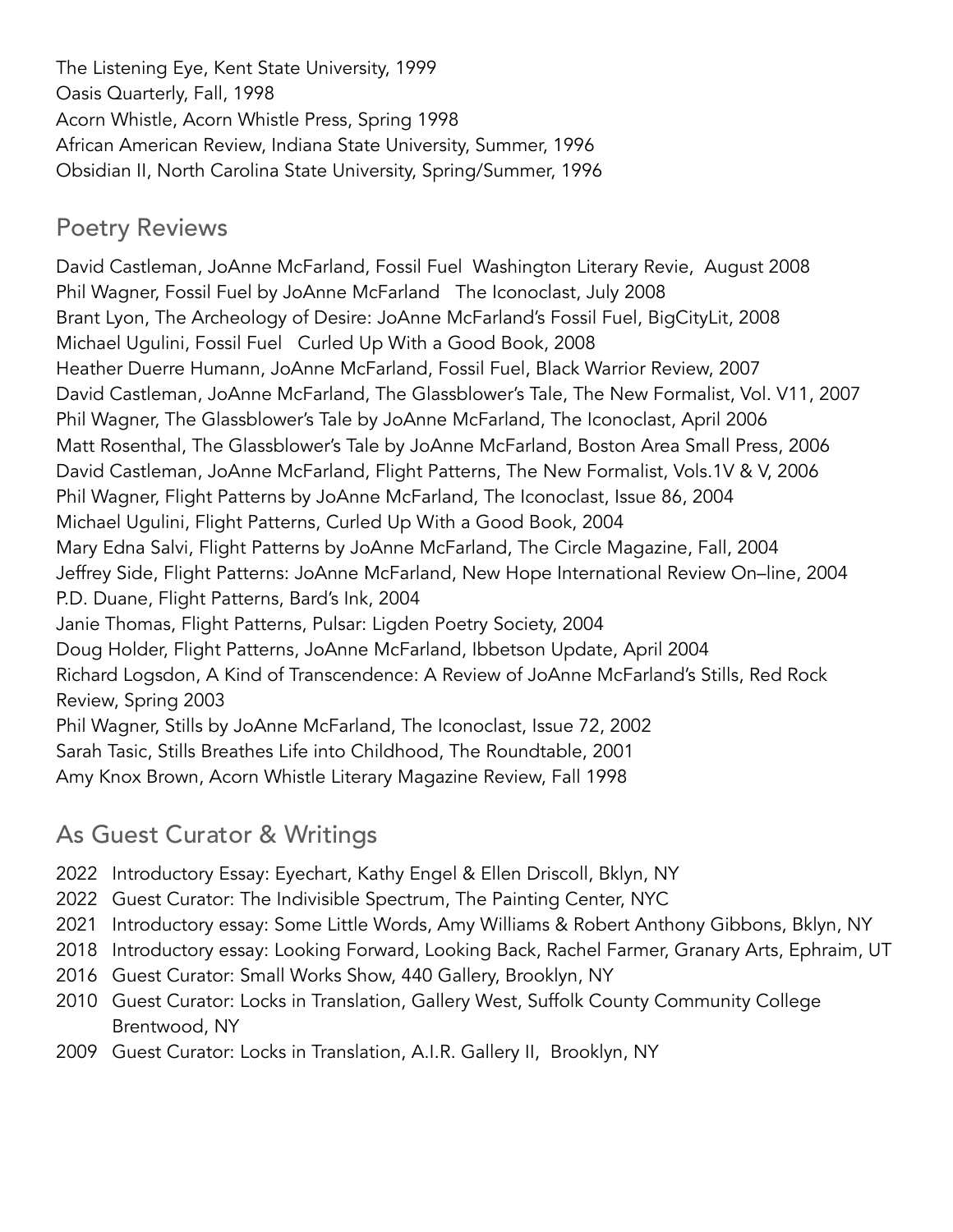The Listening Eye, Kent State University, 1999
Oasis Quarterly, Fall, 1998
Acorn Whistle, Acorn Whistle Press, Spring 1998
African American Review, Indiana State University, Summer, 1996
Obsidian II, North Carolina State University, Spring/Summer, 1996

## Poetry Reviews

David Castleman, JoAnne McFarland, Fossil Fuel Washington Literary Revie, August 2008
Phil Wagner, Fossil Fuel by JoAnne McFarland The Iconoclast, July 2008
Brant Lyon, The Archeology of Desire: JoAnne McFarland's Fossil Fuel, BigCityLit, 2008
Michael Ugulini, Fossil Fuel Curled Up With a Good Book, 2008
Heather Duerre Humann, JoAnne McFarland, Fossil Fuel, Black Warrior Review, 2007
David Castleman, JoAnne McFarland, The Glassblower's Tale, The New Formalist, Vol. V11, 2007
Phil Wagner, The Glassblower's Tale by JoAnne McFarland, The Iconoclast, April 2006
Matt Rosenthal, The Glassblower's Tale by JoAnne McFarland, Boston Area Small Press, 2006
David Castleman, JoAnne McFarland, Flight Patterns, The New Formalist, Vols.1V & V, 2006
Phil Wagner, Flight Patterns by JoAnne McFarland, The Iconoclast, Issue 86, 2004
Michael Ugulini, Flight Patterns, Curled Up With a Good Book, 2004
Mary Edna Salvi, Flight Patterns by JoAnne McFarland, The Circle Magazine, Fall, 2004
Jeffrey Side, Flight Patterns: JoAnne McFarland, New Hope International Review On–line, 2004
P.D. Duane, Flight Patterns, Bard's Ink, 2004
Janie Thomas, Flight Patterns, Pulsar: Ligden Poetry Society, 2004
Doug Holder, Flight Patterns, JoAnne McFarland, Ibbetson Update, April 2004
Richard Logsdon, A Kind of Transcendence: A Review of JoAnne McFarland's Stills, Red Rock Review, Spring 2003
Phil Wagner, Stills by JoAnne McFarland, The Iconoclast, Issue 72, 2002
Sarah Tasic, Stills Breathes Life into Childhood, The Roundtable, 2001
Amy Knox Brown, Acorn Whistle Literary Magazine Review, Fall 1998

## As Guest Curator & Writings

2022 Introductory Essay: Eyechart, Kathy Engel & Ellen Driscoll, Bklyn, NY
2022 Guest Curator: The Indivisible Spectrum, The Painting Center, NYC
2021 Introductory essay: Some Little Words, Amy Williams & Robert Anthony Gibbons, Bklyn, NY
2018 Introductory essay: Looking Forward, Looking Back, Rachel Farmer, Granary Arts, Ephraim, UT
2016 Guest Curator: Small Works Show, 440 Gallery, Brooklyn, NY
2010 Guest Curator: Locks in Translation, Gallery West, Suffolk County Community College Brentwood, NY
2009 Guest Curator: Locks in Translation, A.I.R. Gallery II, Brooklyn, NY